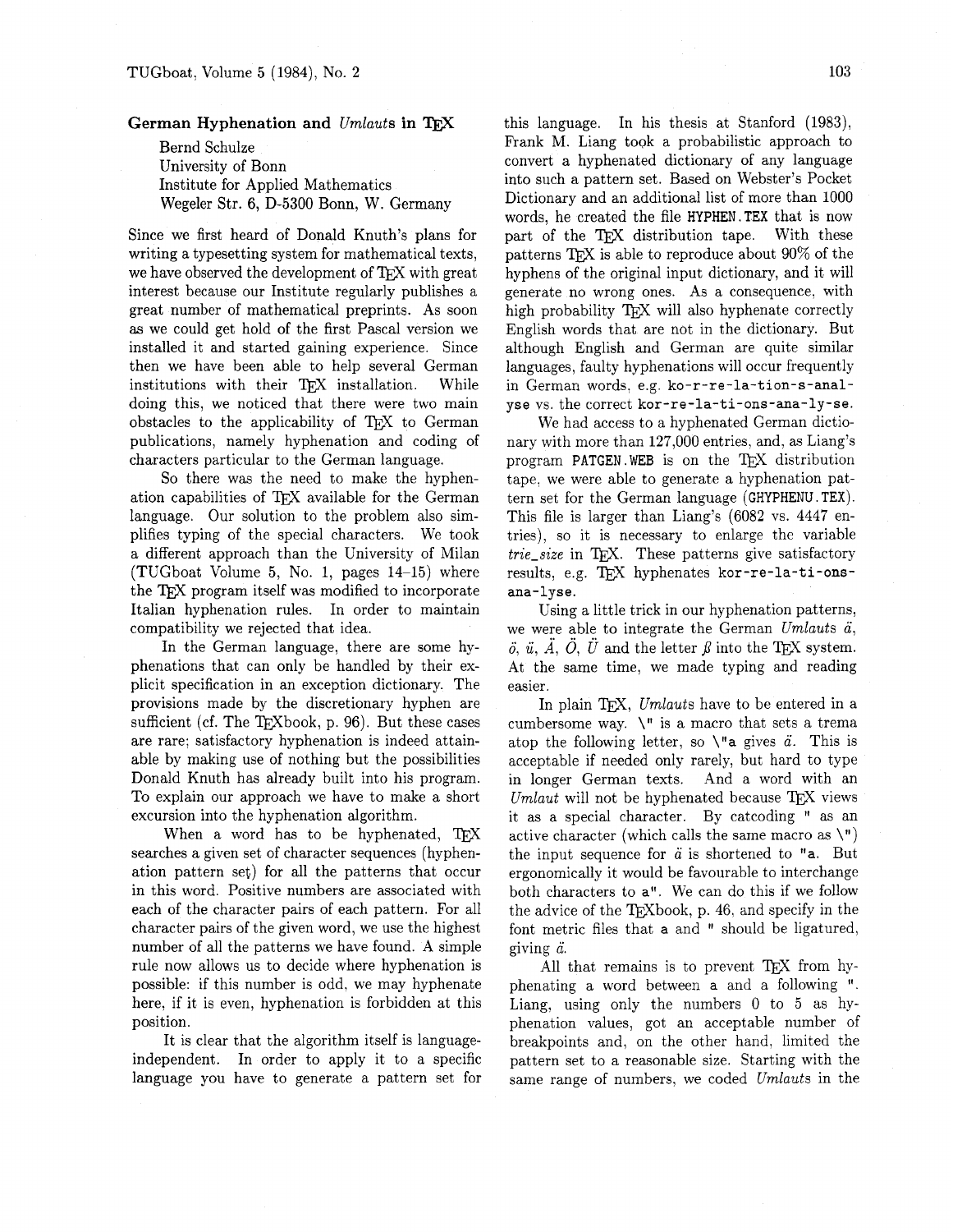## German Hyphenation and *Umlauts* in TeX

Bernd Schulze
University of Bonn
Institute for Applied Mathematics
Wegeler Str. 6, D-5300 Bonn, W. Germany

Since we first heard of Donald Knuth's plans for writing a typesetting system for mathematical texts, we have observed the development of TeX with great interest because our Institute regularly publishes a great number of mathematical preprints. As soon as we could get hold of the first Pascal version we installed it and started gaining experience. Since then we have been able to help several German institutions with their TeX installation. While doing this, we noticed that there were two main obstacles to the applicability of TeX to German publications, namely hyphenation and coding of characters particular to the German language.

So there was the need to make the hyphenation capabilities of TeX available for the German language. Our solution to the problem also simplifies typing of the special characters. We took a different approach than the University of Milan (TUGboat Volume 5, No. 1, pages 14–15) where the TeX program itself was modified to incorporate Italian hyphenation rules. In order to maintain compatibility we rejected that idea.

In the German language, there are some hyphenations that can only be handled by their explicit specification in an exception dictionary. The provisions made by the discretionary hyphen are sufficient (cf. The TeXbook, p. 96). But these cases are rare; satisfactory hyphenation is indeed attainable by making use of nothing but the possibilities Donald Knuth has already built into his program. To explain our approach we have to make a short excursion into the hyphenation algorithm.

When a word has to be hyphenated, TeX searches a given set of character sequences (hyphenation pattern set) for all the patterns that occur in this word. Positive numbers are associated with each of the character pairs of each pattern. For all character pairs of the given word, we use the highest number of all the patterns we have found. A simple rule now allows us to decide where hyphenation is possible: if this number is odd, we may hyphenate here, if it is even, hyphenation is forbidden at this position.

It is clear that the algorithm itself is language-independent. In order to apply it to a specific language you have to generate a pattern set for this language. In his thesis at Stanford (1983), Frank M. Liang took a probabilistic approach to convert a hyphenated dictionary of any language into such a pattern set. Based on Webster's Pocket Dictionary and an additional list of more than 1000 words, he created the file `HYPHEN.TEX` that is now part of the TeX distribution tape. With these patterns TeX is able to reproduce about 90% of the hyphens of the original input dictionary, and it will generate no wrong ones. As a consequence, with high probability TeX will also hyphenate correctly English words that are not in the dictionary. But although English and German are quite similar languages, faulty hyphenations will occur frequently in German words, e.g. `ko-r-re-la-tion-s-anal-yse` vs. the correct `kor-re-la-ti-ons-ana-ly-se`.

We had access to a hyphenated German dictionary with more than 127,000 entries, and, as Liang's program `PATGEN.WEB` is on the TeX distribution tape, we were able to generate a hyphenation pattern set for the German language (`GHYPHENU.TEX`). This file is larger than Liang's (6082 vs. 4447 entries), so it is necessary to enlarge the variable *trie_size* in TeX. These patterns give satisfactory results, e.g. TeX hyphenates `kor-re-la-ti-ons-ana-lyse`.

Using a little trick in our hyphenation patterns, we were able to integrate the German *Umlauts ä, ö, ü, Ä, Ö, Ü* and the letter *ß* into the TeX system. At the same time, we made typing and reading easier.

In plain TeX, *Umlauts* have to be entered in a cumbersome way. `\"` is a macro that sets a trema atop the following letter, so `\"a` gives *ä*. This is acceptable if needed only rarely, but hard to type in longer German texts. And a word with an *Umlaut* will not be hyphenated because TeX views it as a special character. By catcoding `"` as an active character (which calls the same macro as `\"`) the input sequence for *ä* is shortened to `"a`. But ergonomically it would be favourable to interchange both characters to `a"`. We can do this if we follow the advice of the TeXbook, p. 46, and specify in the font metric files that `a` and `"` should be ligatured, giving *ä*.

All that remains is to prevent TeX from hyphenating a word between `a` and a following `"`. Liang, using only the numbers 0 to 5 as hyphenation values, got an acceptable number of breakpoints and, on the other hand, limited the pattern set to a reasonable size. Starting with the same range of numbers, we coded *Umlauts* in the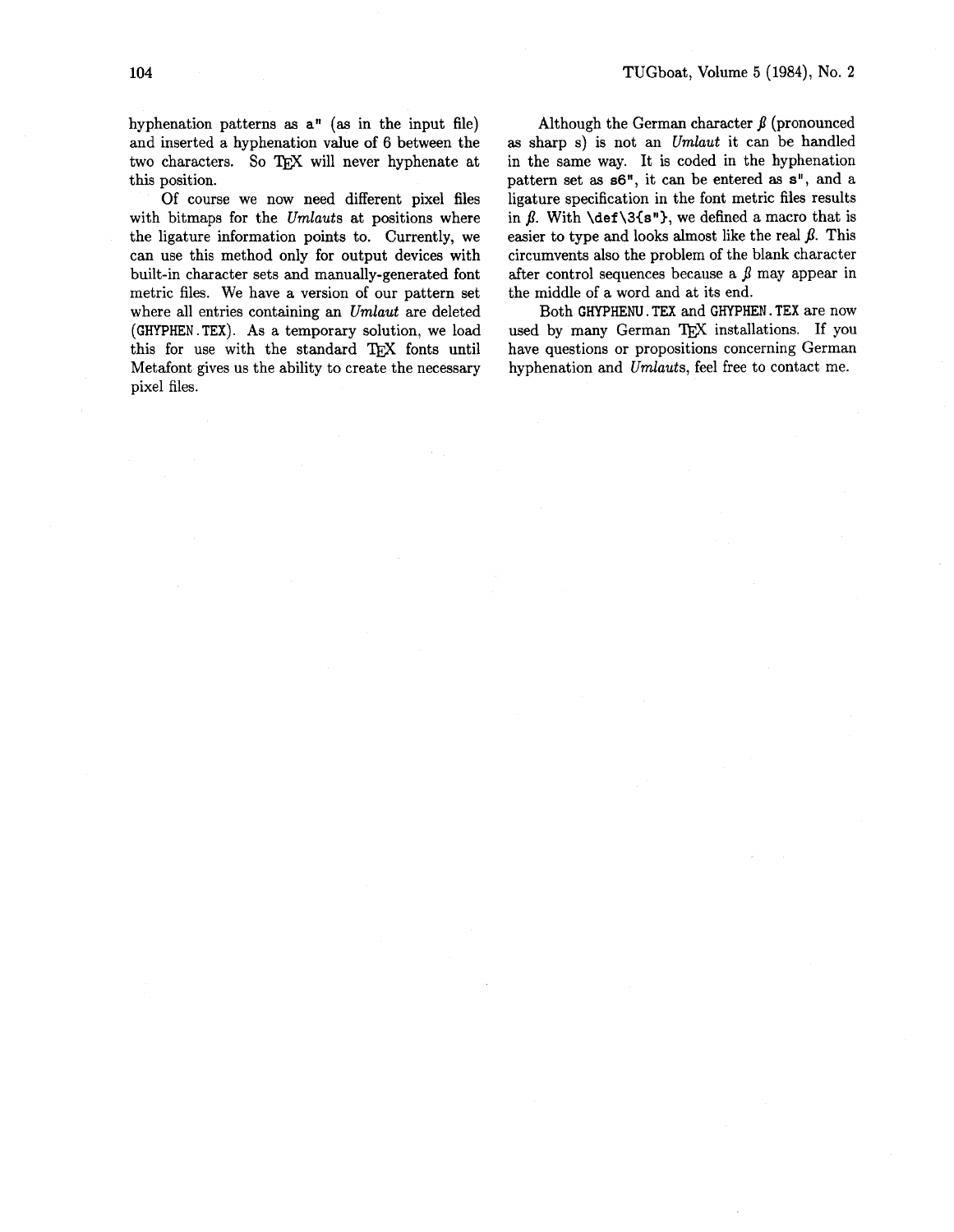hyphenation patterns as `a"` (as in the input file) and inserted a hyphenation value of 6 between the two characters. So TeX will never hyphenate at this position.

Of course we now need different pixel files with bitmaps for the *Umlauts* at positions where the ligature information points to. Currently, we can use this method only for output devices with built-in character sets and manually-generated font metric files. We have a version of our pattern set where all entries containing an *Umlaut* are deleted (`GHYPHEN.TEX`). As a temporary solution, we load this for use with the standard TeX fonts until Metafont gives us the ability to create the necessary pixel files.

Although the German character *ß* (pronounced as sharp s) is not an *Umlaut* it can be handled in the same way. It is coded in the hyphenation pattern set as `s6"`, it can be entered as `s"`, and a ligature specification in the font metric files results in *ß*. With `\def\3{s"}`, we defined a macro that is easier to type and looks almost like the real *ß*. This circumvents also the problem of the blank character after control sequences because a *ß* may appear in the middle of a word and at its end.

Both `GHYPHENU.TEX` and `GHYPHEN.TEX` are now used by many German TeX installations. If you have questions or propositions concerning German hyphenation and *Umlauts*, feel free to contact me.